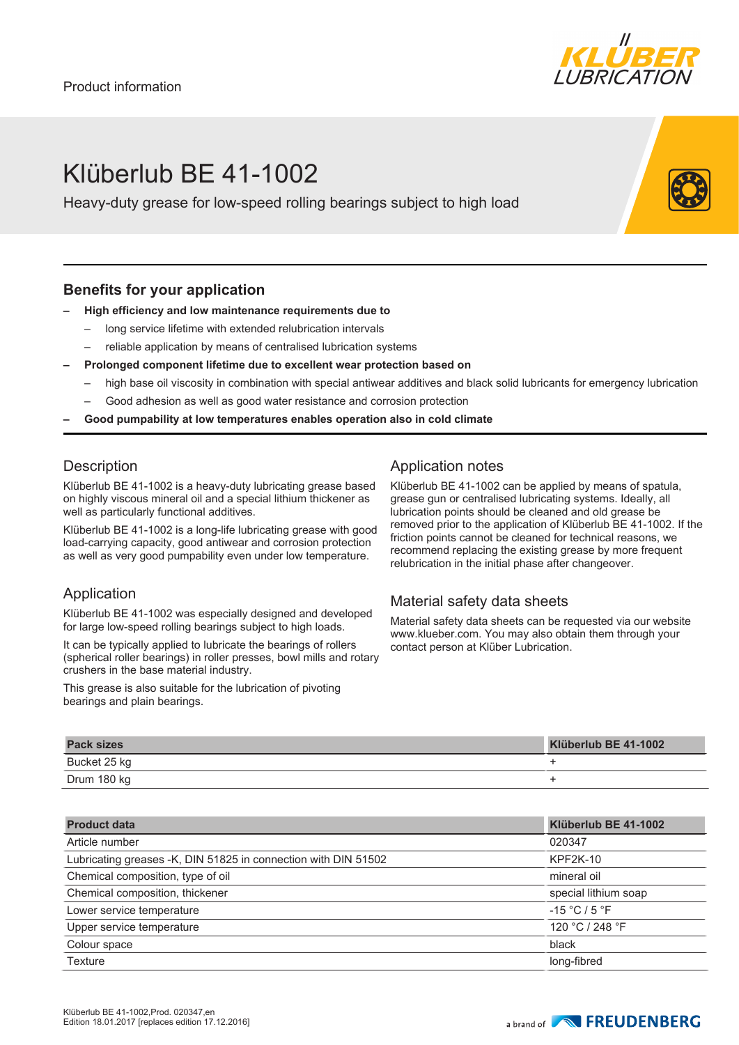Product information

# Klüberlub BE 41-1002

Heavy-duty grease for low-speed rolling bearings subject to high load

## Benefits for your application

- **High efficiency and low maintenance requirements due to**
  - long service lifetime with extended relubrication intervals
  - reliable application by means of centralised lubrication systems
- **Prolonged component lifetime due to excellent wear protection based on**
  - high base oil viscosity in combination with special antiwear additives and black solid lubricants for emergency lubrication
  - Good adhesion as well as good water resistance and corrosion protection
- **Good pumpability at low temperatures enables operation also in cold climate**

## Description

Klüberlub BE 41-1002 is a heavy-duty lubricating grease based on highly viscous mineral oil and a special lithium thickener as well as particularly functional additives.

Klüberlub BE 41-1002 is a long-life lubricating grease with good load-carrying capacity, good antiwear and corrosion protection as well as very good pumpability even under low temperature.

## Application

Klüberlub BE 41-1002 was especially designed and developed for large low-speed rolling bearings subject to high loads.

It can be typically applied to lubricate the bearings of rollers (spherical roller bearings) in roller presses, bowl mills and rotary crushers in the base material industry.

This grease is also suitable for the lubrication of pivoting bearings and plain bearings.

## Application notes

Klüberlub BE 41-1002 can be applied by means of spatula, grease gun or centralised lubricating systems. Ideally, all lubrication points should be cleaned and old grease be removed prior to the application of Klüberlub BE 41-1002. If the friction points cannot be cleaned for technical reasons, we recommend replacing the existing grease by more frequent relubrication in the initial phase after changeover.

## Material safety data sheets

Material safety data sheets can be requested via our website www.klueber.com. You may also obtain them through your contact person at Klüber Lubrication.

| Pack sizes | Klüberlub BE 41-1002 |
|---|---|
| Bucket 25 kg | + |
| Drum 180 kg | + |

| Product data | Klüberlub BE 41-1002 |
|---|---|
| Article number | 020347 |
| Lubricating greases -K, DIN 51825 in connection with DIN 51502 | KPF2K-10 |
| Chemical composition, type of oil | mineral oil |
| Chemical composition, thickener | special lithium soap |
| Lower service temperature | -15 °C / 5 °F |
| Upper service temperature | 120 °C / 248 °F |
| Colour space | black |
| Texture | long-fibred |

Klüberlub BE 41-1002,Prod. 020347,en
Edition 18.01.2017 [replaces edition 17.12.2016]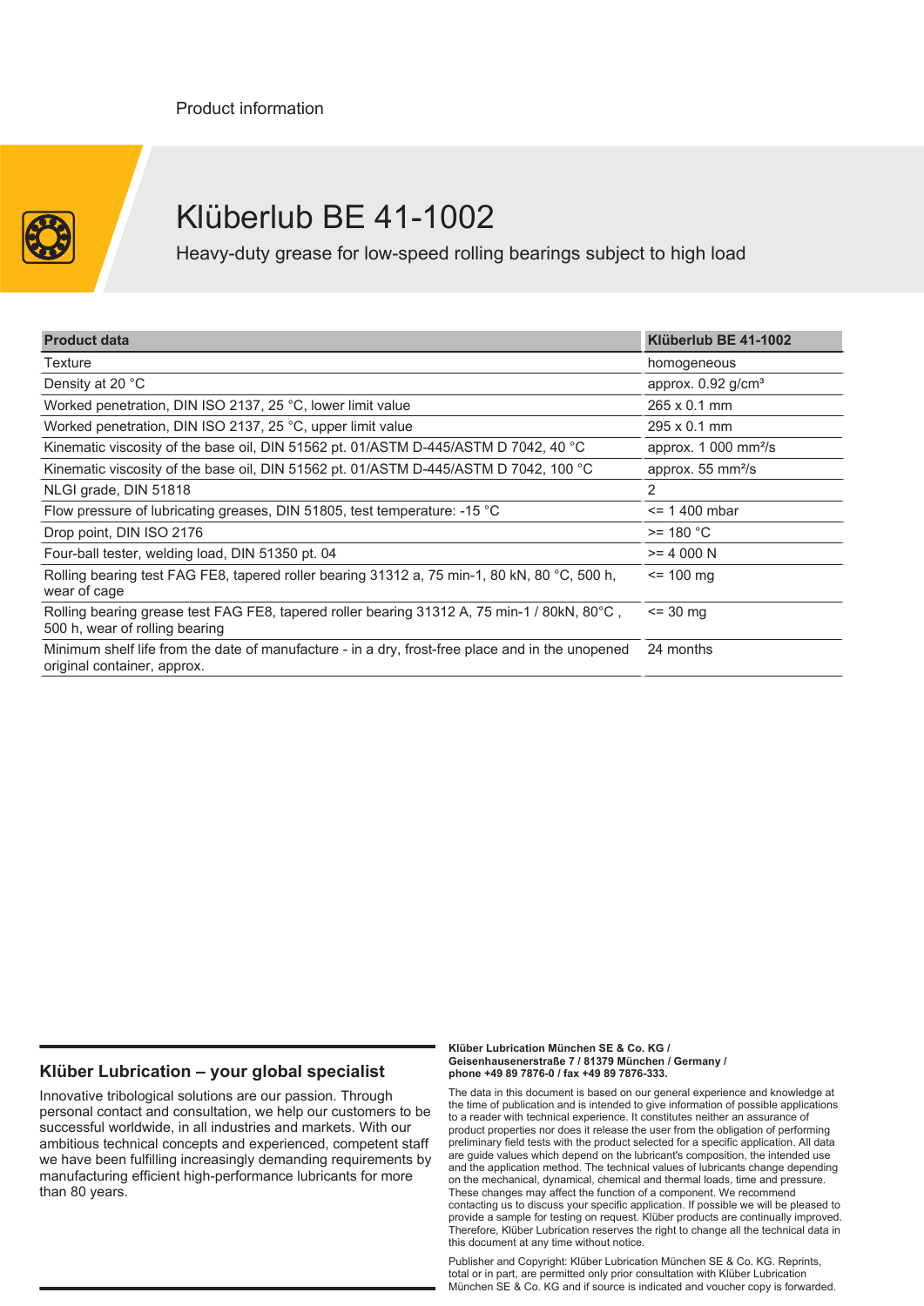Product information

# Klüberlub BE 41-1002

Heavy-duty grease for low-speed rolling bearings subject to high load

| Product data | Klüberlub BE 41-1002 |
| --- | --- |
| Texture | homogeneous |
| Density at 20 °C | approx. 0.92 g/cm³ |
| Worked penetration, DIN ISO 2137, 25 °C, lower limit value | 265 x 0.1 mm |
| Worked penetration, DIN ISO 2137, 25 °C, upper limit value | 295 x 0.1 mm |
| Kinematic viscosity of the base oil, DIN 51562 pt. 01/ASTM D-445/ASTM D 7042, 40 °C | approx. 1 000 mm²/s |
| Kinematic viscosity of the base oil, DIN 51562 pt. 01/ASTM D-445/ASTM D 7042, 100 °C | approx. 55 mm²/s |
| NLGI grade, DIN 51818 | 2 |
| Flow pressure of lubricating greases, DIN 51805, test temperature: -15 °C | <= 1 400 mbar |
| Drop point, DIN ISO 2176 | >= 180 °C |
| Four-ball tester, welding load, DIN 51350 pt. 04 | >= 4 000 N |
| Rolling bearing test FAG FE8, tapered roller bearing 31312 a, 75 min-1, 80 kN, 80 °C, 500 h, wear of cage | <= 100 mg |
| Rolling bearing grease test FAG FE8, tapered roller bearing 31312 A, 75 min-1 / 80kN, 80°C , 500 h, wear of rolling bearing | <= 30 mg |
| Minimum shelf life from the date of manufacture - in a dry, frost-free place and in the unopened original container, approx. | 24 months |

## Klüber Lubrication – your global specialist

Innovative tribological solutions are our passion. Through personal contact and consultation, we help our customers to be successful worldwide, in all industries and markets. With our ambitious technical concepts and experienced, competent staff we have been fulfilling increasingly demanding requirements by manufacturing efficient high-performance lubricants for more than 80 years.

**Klüber Lubrication München SE & Co. KG / Geisenhausenerstraße 7 / 81379 München / Germany / phone +49 89 7876-0 / fax +49 89 7876-333.**

The data in this document is based on our general experience and knowledge at the time of publication and is intended to give information of possible applications to a reader with technical experience. It constitutes neither an assurance of product properties nor does it release the user from the obligation of performing preliminary field tests with the product selected for a specific application. All data are guide values which depend on the lubricant's composition, the intended use and the application method. The technical values of lubricants change depending on the mechanical, dynamical, chemical and thermal loads, time and pressure. These changes may affect the function of a component. We recommend contacting us to discuss your specific application. If possible we will be pleased to provide a sample for testing on request. Klüber products are continually improved. Therefore, Klüber Lubrication reserves the right to change all the technical data in this document at any time without notice.

Publisher and Copyright: Klüber Lubrication München SE & Co. KG. Reprints, total or in part, are permitted only prior consultation with Klüber Lubrication München SE & Co. KG and if source is indicated and voucher copy is forwarded.